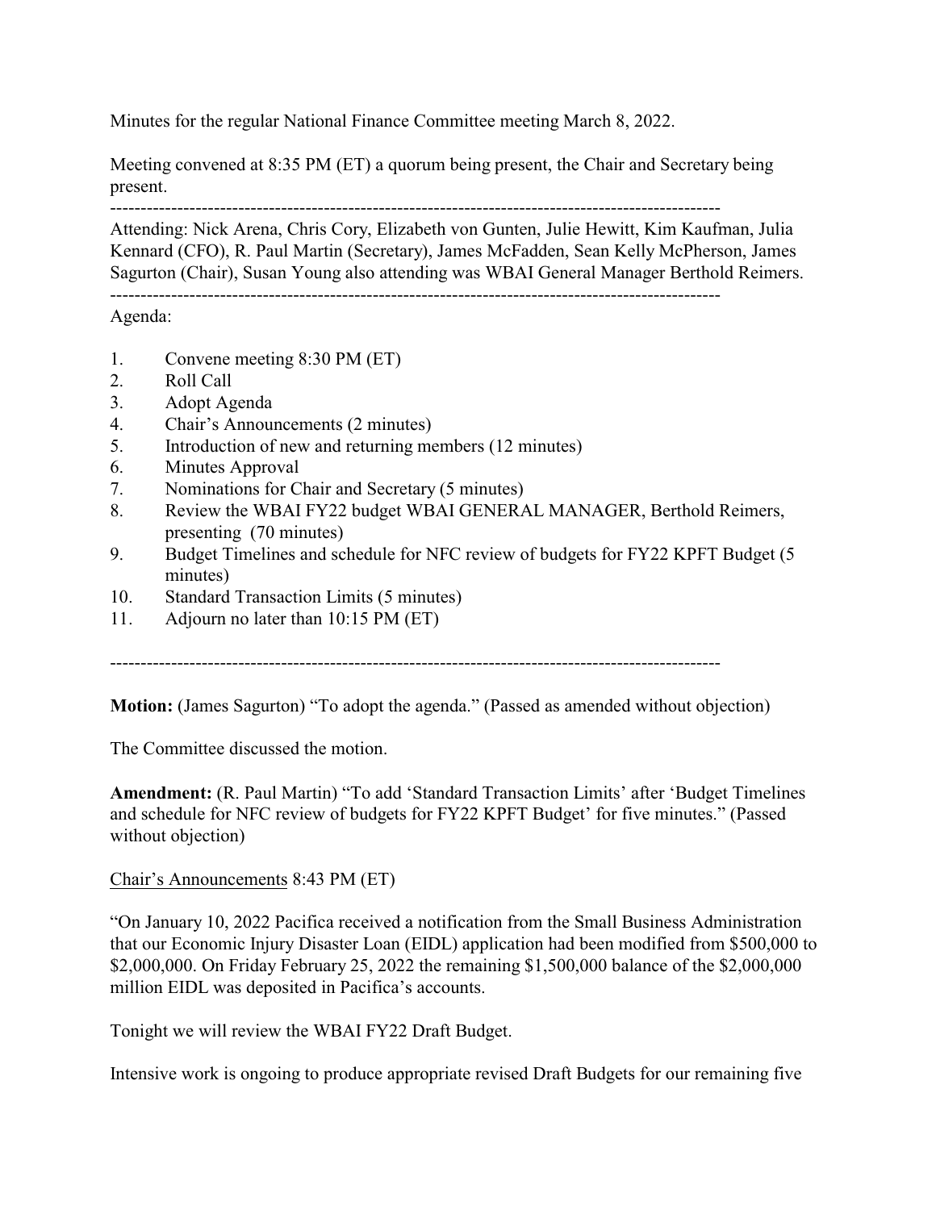Minutes for the regular National Finance Committee meeting March 8, 2022.

Meeting convened at 8:35 PM (ET) a quorum being present, the Chair and Secretary being present.

---

Attending: Nick Arena, Chris Cory, Elizabeth von Gunten, Julie Hewitt, Kim Kaufman, Julia Kennard (CFO), R. Paul Martin (Secretary), James McFadden, Sean Kelly McPherson, James Sagurton (Chair), Susan Young also attending was WBAI General Manager Berthold Reimers.

---

Agenda:

1. Convene meeting 8:30 PM (ET)
2. Roll Call
3. Adopt Agenda
4. Chair's Announcements (2 minutes)
5. Introduction of new and returning members (12 minutes)
6. Minutes Approval
7. Nominations for Chair and Secretary (5 minutes)
8. Review the WBAI FY22 budget WBAI GENERAL MANAGER, Berthold Reimers, presenting (70 minutes)
9. Budget Timelines and schedule for NFC review of budgets for FY22 KPFT Budget (5 minutes)
10. Standard Transaction Limits (5 minutes)
11. Adjourn no later than 10:15 PM (ET)

---

**Motion:** (James Sagurton) "To adopt the agenda." (Passed as amended without objection)

The Committee discussed the motion.

**Amendment:** (R. Paul Martin) "To add 'Standard Transaction Limits' after 'Budget Timelines and schedule for NFC review of budgets for FY22 KPFT Budget' for five minutes." (Passed without objection)

<u>Chair's Announcements</u> 8:43 PM (ET)

"On January 10, 2022 Pacifica received a notification from the Small Business Administration that our Economic Injury Disaster Loan (EIDL) application had been modified from $500,000 to $2,000,000. On Friday February 25, 2022 the remaining $1,500,000 balance of the $2,000,000 million EIDL was deposited in Pacifica's accounts.

Tonight we will review the WBAI FY22 Draft Budget.

Intensive work is ongoing to produce appropriate revised Draft Budgets for our remaining five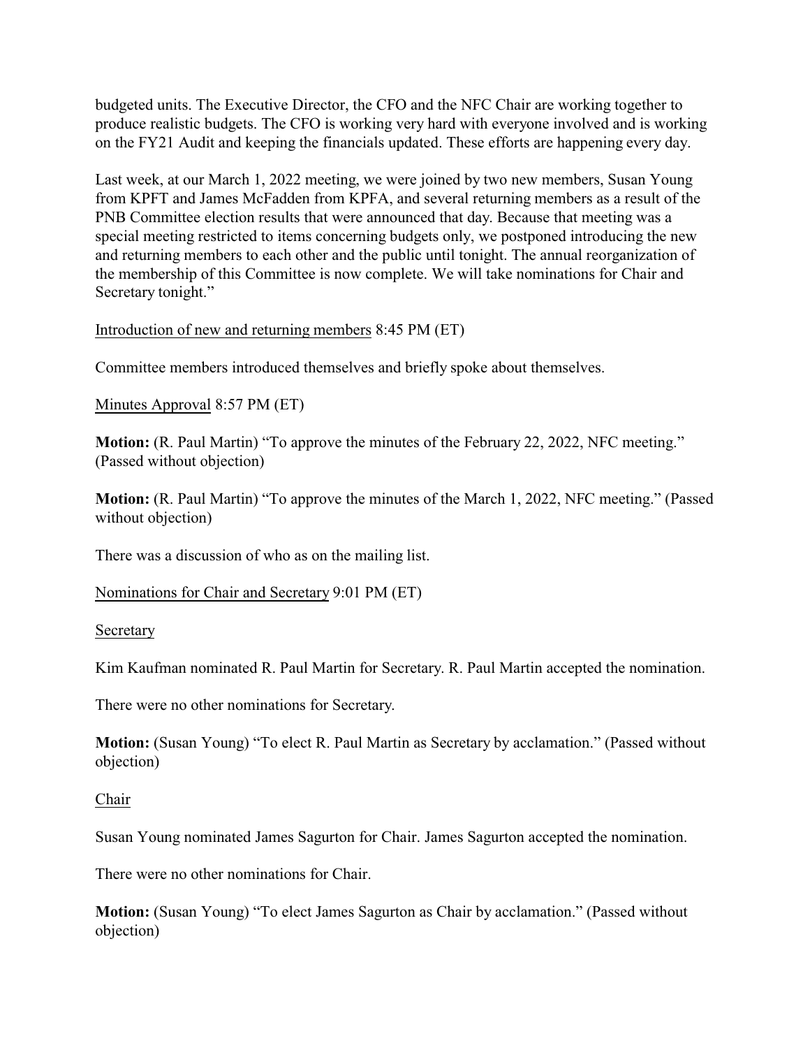budgeted units. The Executive Director, the CFO and the NFC Chair are working together to produce realistic budgets. The CFO is working very hard with everyone involved and is working on the FY21 Audit and keeping the financials updated. These efforts are happening every day.

Last week, at our March 1, 2022 meeting, we were joined by two new members, Susan Young from KPFT and James McFadden from KPFA, and several returning members as a result of the PNB Committee election results that were announced that day. Because that meeting was a special meeting restricted to items concerning budgets only, we postponed introducing the new and returning members to each other and the public until tonight. The annual reorganization of the membership of this Committee is now complete. We will take nominations for Chair and Secretary tonight."

Introduction of new and returning members 8:45 PM (ET)

Committee members introduced themselves and briefly spoke about themselves.

Minutes Approval 8:57 PM (ET)

**Motion:** (R. Paul Martin) "To approve the minutes of the February 22, 2022, NFC meeting." (Passed without objection)

**Motion:** (R. Paul Martin) "To approve the minutes of the March 1, 2022, NFC meeting." (Passed without objection)

There was a discussion of who as on the mailing list.

Nominations for Chair and Secretary 9:01 PM (ET)

Secretary

Kim Kaufman nominated R. Paul Martin for Secretary. R. Paul Martin accepted the nomination.

There were no other nominations for Secretary.

**Motion:** (Susan Young) "To elect R. Paul Martin as Secretary by acclamation." (Passed without objection)

Chair

Susan Young nominated James Sagurton for Chair. James Sagurton accepted the nomination.

There were no other nominations for Chair.

**Motion:** (Susan Young) "To elect James Sagurton as Chair by acclamation." (Passed without objection)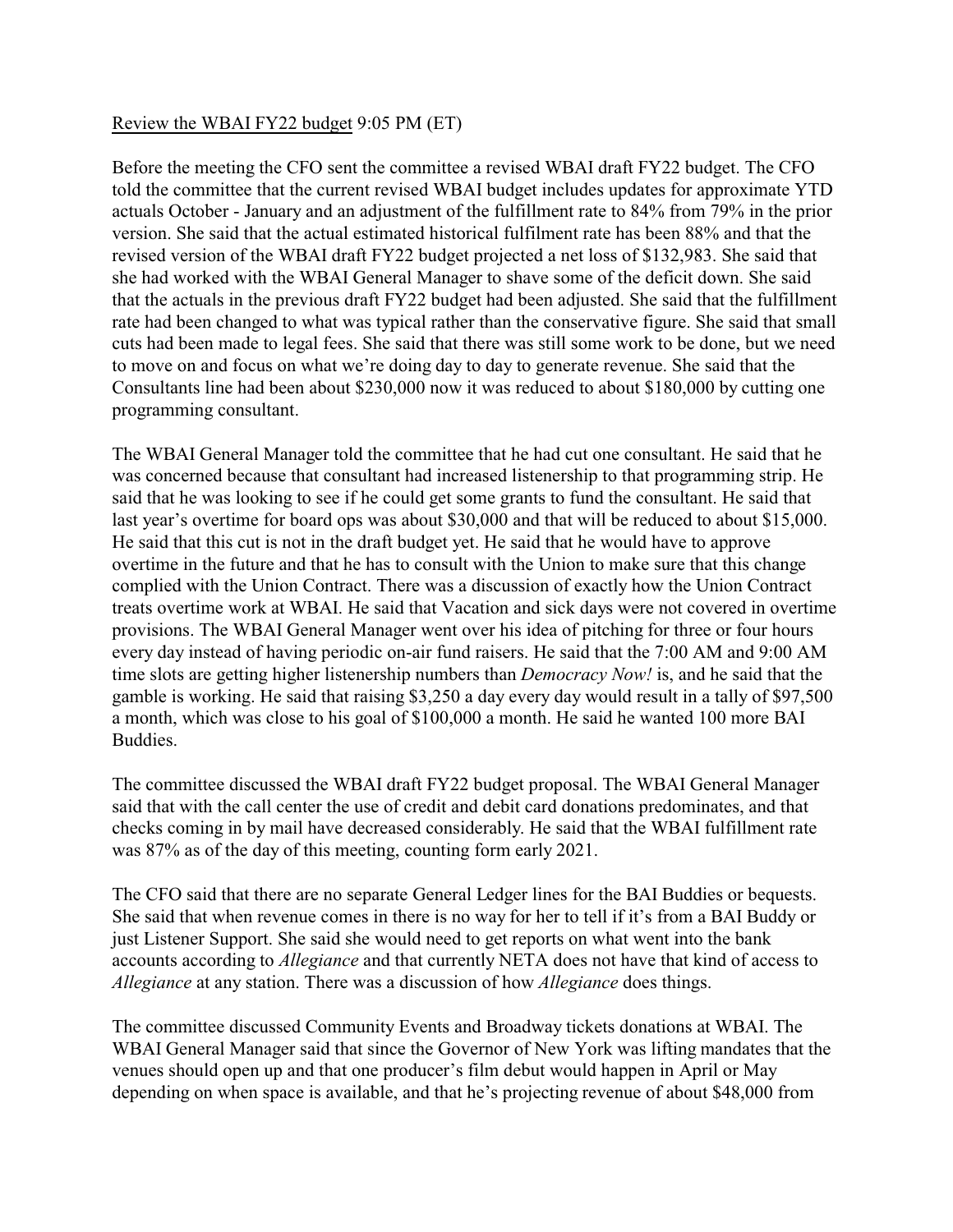<u>Review the WBAI FY22 budget</u> 9:05 PM (ET)

Before the meeting the CFO sent the committee a revised WBAI draft FY22 budget. The CFO told the committee that the current revised WBAI budget includes updates for approximate YTD actuals October - January and an adjustment of the fulfillment rate to 84% from 79% in the prior version. She said that the actual estimated historical fulfilment rate has been 88% and that the revised version of the WBAI draft FY22 budget projected a net loss of $132,983. She said that she had worked with the WBAI General Manager to shave some of the deficit down. She said that the actuals in the previous draft FY22 budget had been adjusted. She said that the fulfillment rate had been changed to what was typical rather than the conservative figure. She said that small cuts had been made to legal fees. She said that there was still some work to be done, but we need to move on and focus on what we're doing day to day to generate revenue. She said that the Consultants line had been about $230,000 now it was reduced to about $180,000 by cutting one programming consultant.

The WBAI General Manager told the committee that he had cut one consultant. He said that he was concerned because that consultant had increased listenership to that programming strip. He said that he was looking to see if he could get some grants to fund the consultant. He said that last year's overtime for board ops was about $30,000 and that will be reduced to about $15,000. He said that this cut is not in the draft budget yet. He said that he would have to approve overtime in the future and that he has to consult with the Union to make sure that this change complied with the Union Contract. There was a discussion of exactly how the Union Contract treats overtime work at WBAI. He said that Vacation and sick days were not covered in overtime provisions. The WBAI General Manager went over his idea of pitching for three or four hours every day instead of having periodic on-air fund raisers. He said that the 7:00 AM and 9:00 AM time slots are getting higher listenership numbers than *Democracy Now!* is, and he said that the gamble is working. He said that raising $3,250 a day every day would result in a tally of $97,500 a month, which was close to his goal of $100,000 a month. He said he wanted 100 more BAI Buddies.

The committee discussed the WBAI draft FY22 budget proposal. The WBAI General Manager said that with the call center the use of credit and debit card donations predominates, and that checks coming in by mail have decreased considerably. He said that the WBAI fulfillment rate was 87% as of the day of this meeting, counting form early 2021.

The CFO said that there are no separate General Ledger lines for the BAI Buddies or bequests. She said that when revenue comes in there is no way for her to tell if it's from a BAI Buddy or just Listener Support. She said she would need to get reports on what went into the bank accounts according to *Allegiance* and that currently NETA does not have that kind of access to *Allegiance* at any station. There was a discussion of how *Allegiance* does things.

The committee discussed Community Events and Broadway tickets donations at WBAI. The WBAI General Manager said that since the Governor of New York was lifting mandates that the venues should open up and that one producer's film debut would happen in April or May depending on when space is available, and that he's projecting revenue of about $48,000 from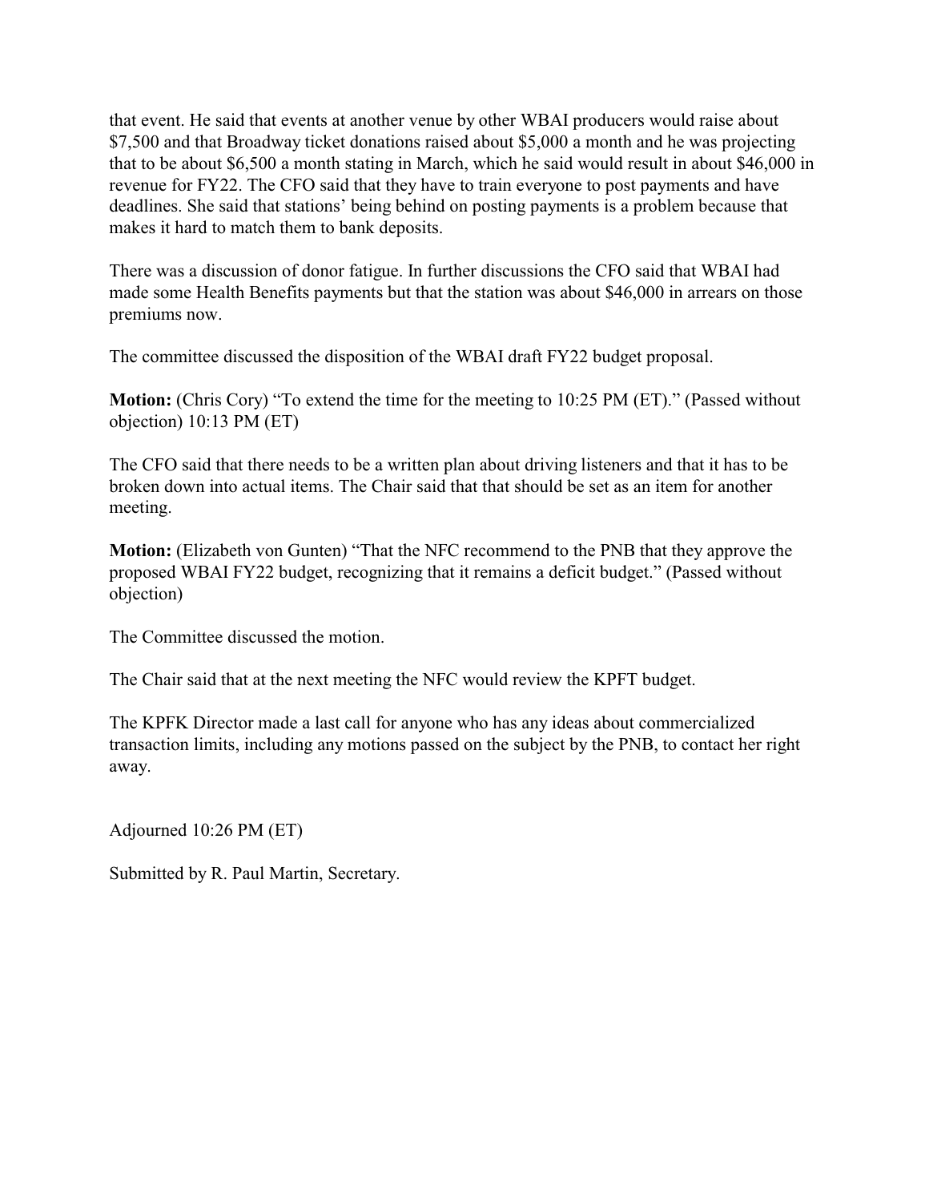that event. He said that events at another venue by other WBAI producers would raise about $7,500 and that Broadway ticket donations raised about $5,000 a month and he was projecting that to be about $6,500 a month stating in March, which he said would result in about $46,000 in revenue for FY22. The CFO said that they have to train everyone to post payments and have deadlines. She said that stations' being behind on posting payments is a problem because that makes it hard to match them to bank deposits.

There was a discussion of donor fatigue. In further discussions the CFO said that WBAI had made some Health Benefits payments but that the station was about $46,000 in arrears on those premiums now.

The committee discussed the disposition of the WBAI draft FY22 budget proposal.

**Motion:** (Chris Cory) "To extend the time for the meeting to 10:25 PM (ET)." (Passed without objection) 10:13 PM (ET)

The CFO said that there needs to be a written plan about driving listeners and that it has to be broken down into actual items. The Chair said that that should be set as an item for another meeting.

**Motion:** (Elizabeth von Gunten) "That the NFC recommend to the PNB that they approve the proposed WBAI FY22 budget, recognizing that it remains a deficit budget." (Passed without objection)

The Committee discussed the motion.

The Chair said that at the next meeting the NFC would review the KPFT budget.

The KPFK Director made a last call for anyone who has any ideas about commercialized transaction limits, including any motions passed on the subject by the PNB, to contact her right away.

Adjourned 10:26 PM (ET)

Submitted by R. Paul Martin, Secretary.